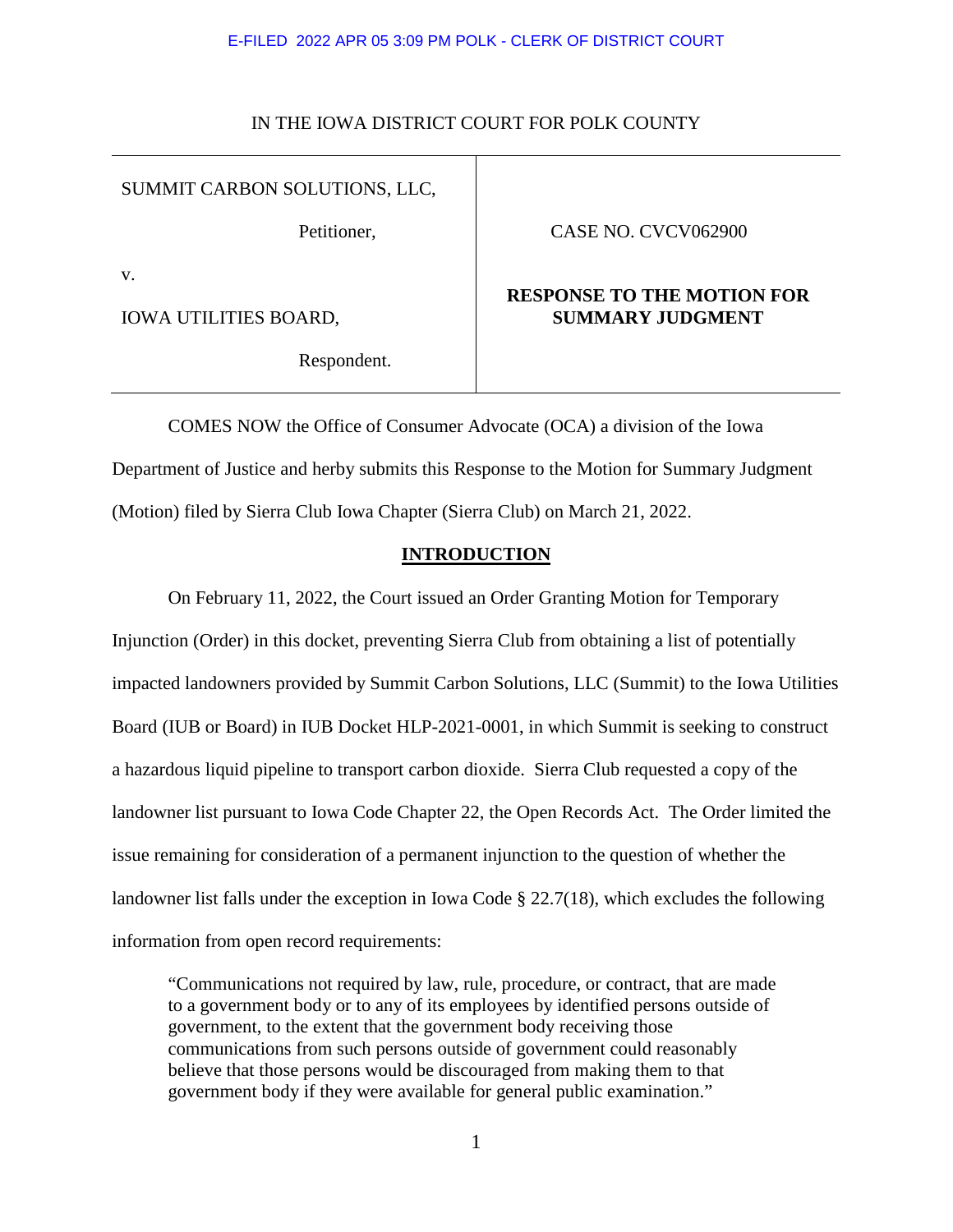E-FILED 2022 APR 05 3:09 PM POLK - CLERK OF DISTRICT COURT

IN THE IOWA DISTRICT COURT FOR POLK COUNTY

| | |
|---|---|
| SUMMIT CARBON SOLUTIONS, LLC,<br><br>Petitioner,<br><br>v.<br><br>IOWA UTILITIES BOARD,<br><br>Respondent. | CASE NO. CVCV062900<br><br>**RESPONSE TO THE MOTION FOR SUMMARY JUDGMENT** |

COMES NOW the Office of Consumer Advocate (OCA) a division of the Iowa Department of Justice and herby submits this Response to the Motion for Summary Judgment (Motion) filed by Sierra Club Iowa Chapter (Sierra Club) on March 21, 2022.

## INTRODUCTION

On February 11, 2022, the Court issued an Order Granting Motion for Temporary Injunction (Order) in this docket, preventing Sierra Club from obtaining a list of potentially impacted landowners provided by Summit Carbon Solutions, LLC (Summit) to the Iowa Utilities Board (IUB or Board) in IUB Docket HLP-2021-0001, in which Summit is seeking to construct a hazardous liquid pipeline to transport carbon dioxide. Sierra Club requested a copy of the landowner list pursuant to Iowa Code Chapter 22, the Open Records Act. The Order limited the issue remaining for consideration of a permanent injunction to the question of whether the landowner list falls under the exception in Iowa Code § 22.7(18), which excludes the following information from open record requirements:

> "Communications not required by law, rule, procedure, or contract, that are made to a government body or to any of its employees by identified persons outside of government, to the extent that the government body receiving those communications from such persons outside of government could reasonably believe that those persons would be discouraged from making them to that government body if they were available for general public examination."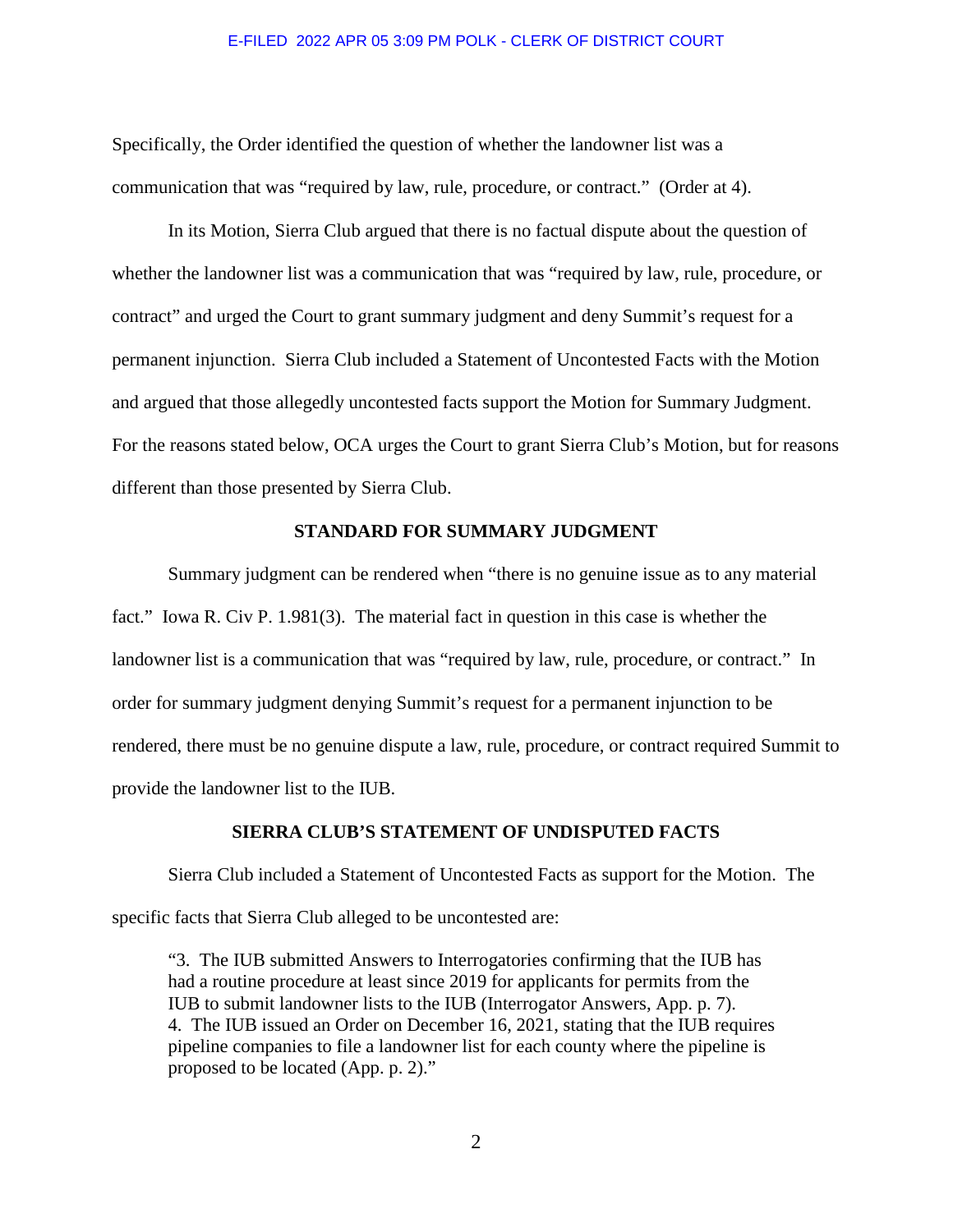Specifically, the Order identified the question of whether the landowner list was a communication that was "required by law, rule, procedure, or contract." (Order at 4).

In its Motion, Sierra Club argued that there is no factual dispute about the question of whether the landowner list was a communication that was "required by law, rule, procedure, or contract" and urged the Court to grant summary judgment and deny Summit's request for a permanent injunction. Sierra Club included a Statement of Uncontested Facts with the Motion and argued that those allegedly uncontested facts support the Motion for Summary Judgment. For the reasons stated below, OCA urges the Court to grant Sierra Club's Motion, but for reasons different than those presented by Sierra Club.

## STANDARD FOR SUMMARY JUDGMENT

Summary judgment can be rendered when "there is no genuine issue as to any material fact." Iowa R. Civ P. 1.981(3). The material fact in question in this case is whether the landowner list is a communication that was "required by law, rule, procedure, or contract." In order for summary judgment denying Summit's request for a permanent injunction to be rendered, there must be no genuine dispute a law, rule, procedure, or contract required Summit to provide the landowner list to the IUB.

## SIERRA CLUB'S STATEMENT OF UNDISPUTED FACTS

Sierra Club included a Statement of Uncontested Facts as support for the Motion. The specific facts that Sierra Club alleged to be uncontested are:

> "3. The IUB submitted Answers to Interrogatories confirming that the IUB has had a routine procedure at least since 2019 for applicants for permits from the IUB to submit landowner lists to the IUB (Interrogator Answers, App. p. 7).
> 4. The IUB issued an Order on December 16, 2021, stating that the IUB requires pipeline companies to file a landowner list for each county where the pipeline is proposed to be located (App. p. 2)."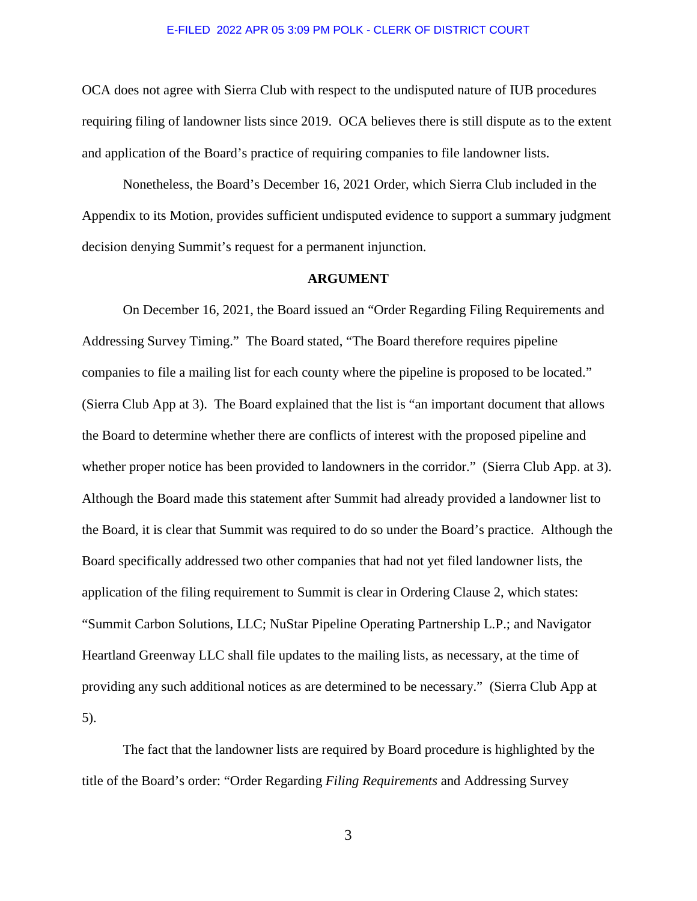OCA does not agree with Sierra Club with respect to the undisputed nature of IUB procedures requiring filing of landowner lists since 2019. OCA believes there is still dispute as to the extent and application of the Board's practice of requiring companies to file landowner lists.

Nonetheless, the Board's December 16, 2021 Order, which Sierra Club included in the Appendix to its Motion, provides sufficient undisputed evidence to support a summary judgment decision denying Summit's request for a permanent injunction.

## ARGUMENT

On December 16, 2021, the Board issued an "Order Regarding Filing Requirements and Addressing Survey Timing." The Board stated, "The Board therefore requires pipeline companies to file a mailing list for each county where the pipeline is proposed to be located." (Sierra Club App at 3). The Board explained that the list is "an important document that allows the Board to determine whether there are conflicts of interest with the proposed pipeline and whether proper notice has been provided to landowners in the corridor." (Sierra Club App. at 3). Although the Board made this statement after Summit had already provided a landowner list to the Board, it is clear that Summit was required to do so under the Board's practice. Although the Board specifically addressed two other companies that had not yet filed landowner lists, the application of the filing requirement to Summit is clear in Ordering Clause 2, which states: "Summit Carbon Solutions, LLC; NuStar Pipeline Operating Partnership L.P.; and Navigator Heartland Greenway LLC shall file updates to the mailing lists, as necessary, at the time of providing any such additional notices as are determined to be necessary." (Sierra Club App at 5).

The fact that the landowner lists are required by Board procedure is highlighted by the title of the Board's order: "Order Regarding *Filing Requirements* and Addressing Survey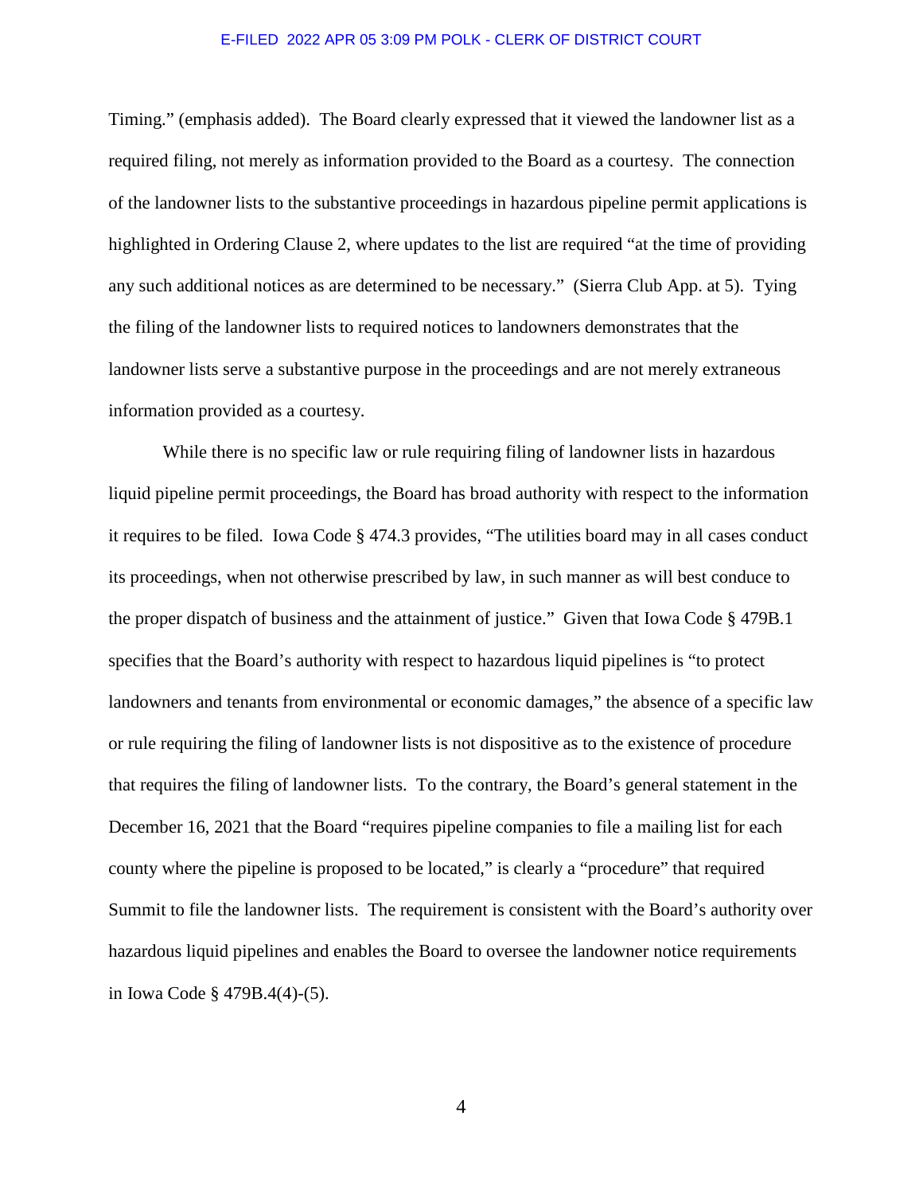Timing." (emphasis added). The Board clearly expressed that it viewed the landowner list as a required filing, not merely as information provided to the Board as a courtesy. The connection of the landowner lists to the substantive proceedings in hazardous pipeline permit applications is highlighted in Ordering Clause 2, where updates to the list are required "at the time of providing any such additional notices as are determined to be necessary." (Sierra Club App. at 5). Tying the filing of the landowner lists to required notices to landowners demonstrates that the landowner lists serve a substantive purpose in the proceedings and are not merely extraneous information provided as a courtesy.

While there is no specific law or rule requiring filing of landowner lists in hazardous liquid pipeline permit proceedings, the Board has broad authority with respect to the information it requires to be filed. Iowa Code § 474.3 provides, "The utilities board may in all cases conduct its proceedings, when not otherwise prescribed by law, in such manner as will best conduce to the proper dispatch of business and the attainment of justice." Given that Iowa Code § 479B.1 specifies that the Board's authority with respect to hazardous liquid pipelines is "to protect landowners and tenants from environmental or economic damages," the absence of a specific law or rule requiring the filing of landowner lists is not dispositive as to the existence of procedure that requires the filing of landowner lists. To the contrary, the Board's general statement in the December 16, 2021 that the Board "requires pipeline companies to file a mailing list for each county where the pipeline is proposed to be located," is clearly a "procedure" that required Summit to file the landowner lists. The requirement is consistent with the Board's authority over hazardous liquid pipelines and enables the Board to oversee the landowner notice requirements in Iowa Code § 479B.4(4)-(5).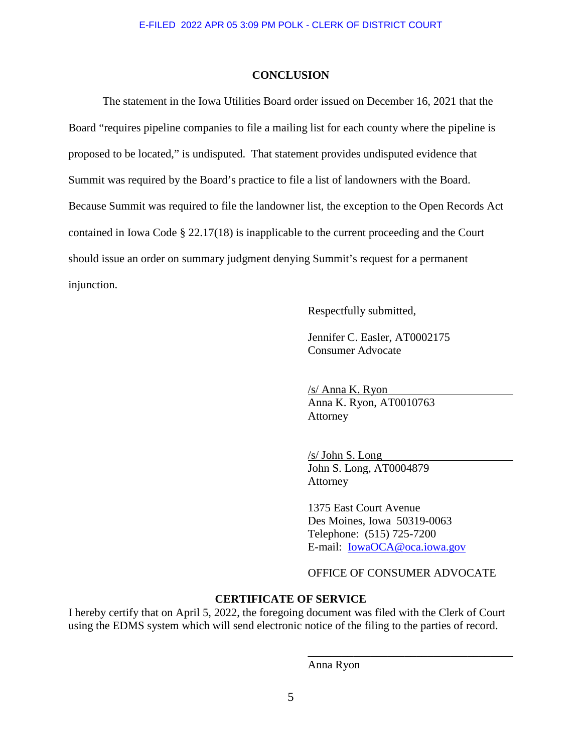E-FILED 2022 APR 05 3:09 PM POLK - CLERK OF DISTRICT COURT

## CONCLUSION

The statement in the Iowa Utilities Board order issued on December 16, 2021 that the Board "requires pipeline companies to file a mailing list for each county where the pipeline is proposed to be located," is undisputed. That statement provides undisputed evidence that Summit was required by the Board's practice to file a list of landowners with the Board. Because Summit was required to file the landowner list, the exception to the Open Records Act contained in Iowa Code § 22.17(18) is inapplicable to the current proceeding and the Court should issue an order on summary judgment denying Summit's request for a permanent injunction.

Respectfully submitted,

Jennifer C. Easler, AT0002175
Consumer Advocate

/s/ Anna K. Ryon
Anna K. Ryon, AT0010763
Attorney

/s/ John S. Long
John S. Long, AT0004879
Attorney

1375 East Court Avenue
Des Moines, Iowa 50319-0063
Telephone: (515) 725-7200
E-mail: IowaOCA@oca.iowa.gov

OFFICE OF CONSUMER ADVOCATE

**CERTIFICATE OF SERVICE**

I hereby certify that on April 5, 2022, the foregoing document was filed with the Clerk of Court using the EDMS system which will send electronic notice of the filing to the parties of record.

Anna Ryon